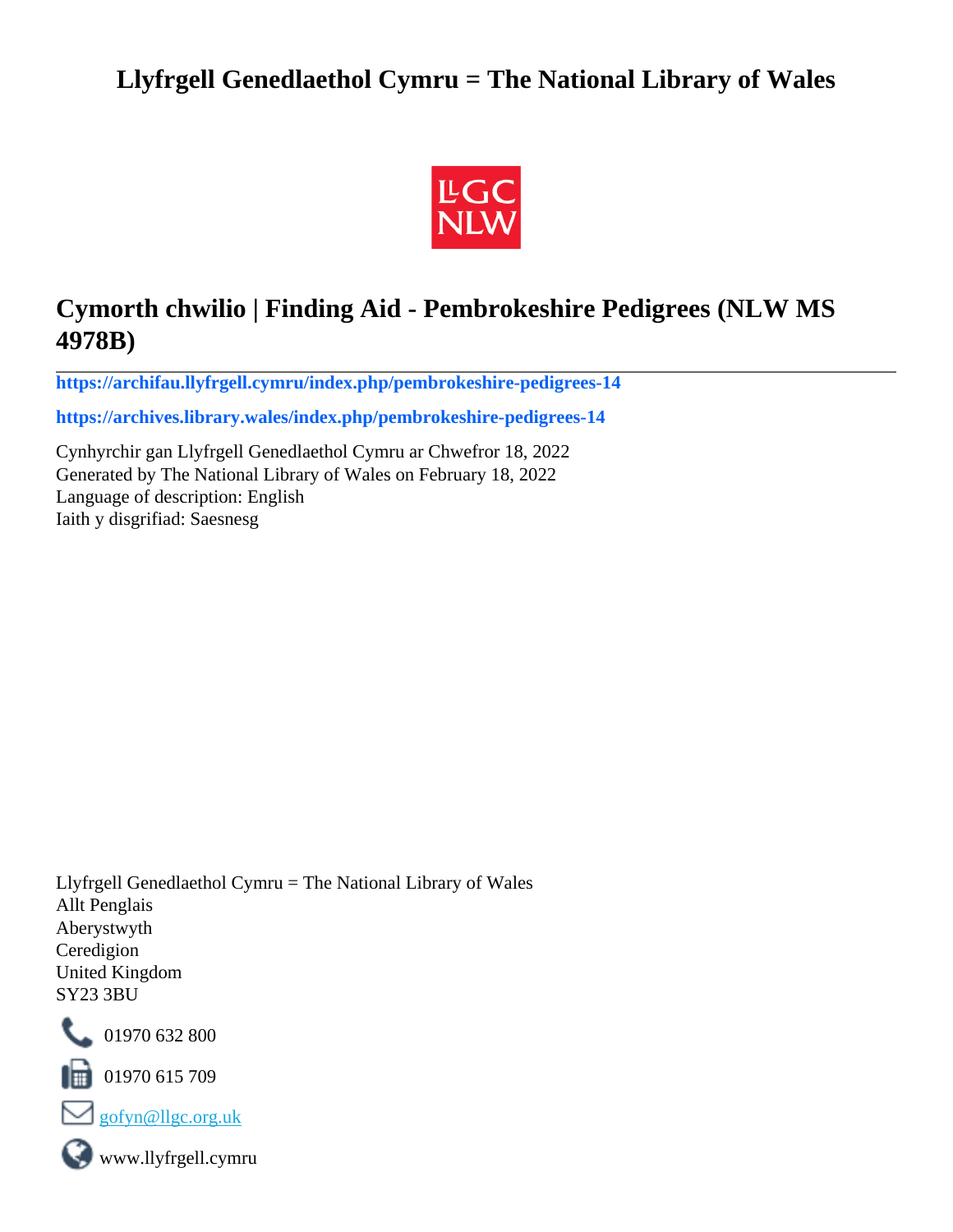# Llyfrgell Genedlaethol Cymru = The National Library of Wales

## Cymorth chwilio | Finding Aid - Pembrokeshire Pedigrees (NLW MS 4978B)

**https://archifau.llyfrgell.cymru/index.php/pembrokeshire-pedigrees-14**

**https://archives.library.wales/index.php/pembrokeshire-pedigrees-14**

Cynhyrchir gan Llyfrgell Genedlaethol Cymru ar Chwefror 18, 2022
Generated by The National Library of Wales on February 18, 2022
Language of description: English
Iaith y disgrifiad: Saesnesg

Llyfrgell Genedlaethol Cymru = The National Library of Wales
Allt Penglais
Aberystwyth
Ceredigion
United Kingdom
SY23 3BU

01970 632 800

01970 615 709

gofyn@llgc.org.uk

www.llyfrgell.cymru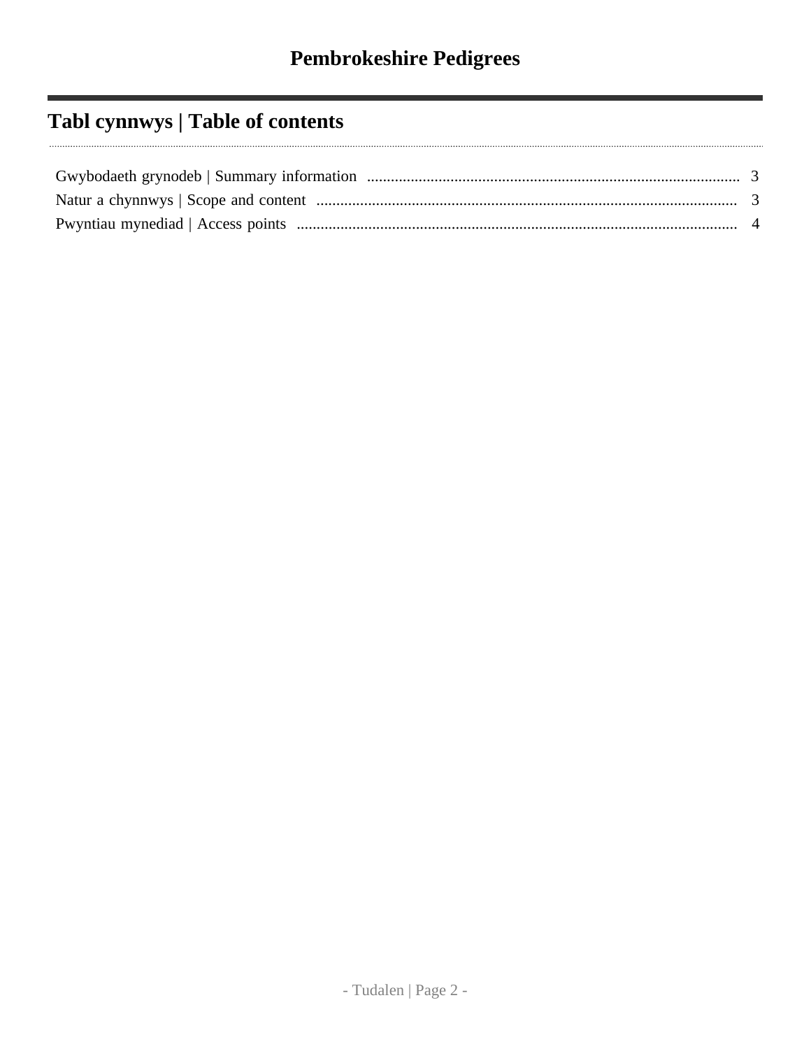# Pembrokeshire Pedigrees

## Tabl cynnwys | Table of contents

Gwybodaeth grynodeb | Summary information .......... 3
Natur a chynnwys | Scope and content .......... 3
Pwyntiau mynediad | Access points .......... 4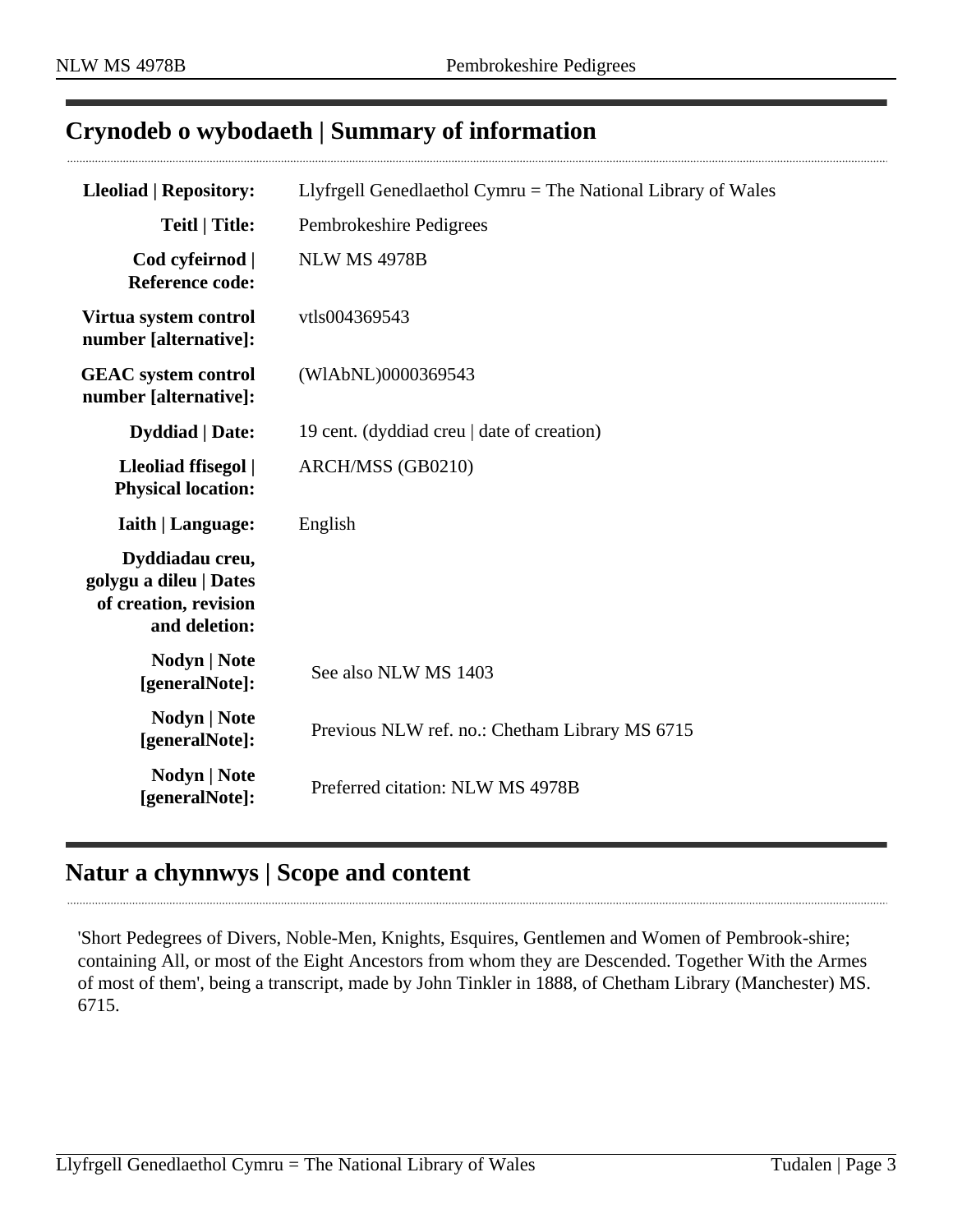## Crynodeb o wybodaeth | Summary of information

| | |
|---|---|
| **Lleoliad \| Repository:** | Llyfrgell Genedlaethol Cymru = The National Library of Wales |
| **Teitl \| Title:** | Pembrokeshire Pedigrees |
| **Cod cyfeirnod \| Reference code:** | NLW MS 4978B |
| **Virtua system control number [alternative]:** | vtls004369543 |
| **GEAC system control number [alternative]:** | (WlAbNL)0000369543 |
| **Dyddiad \| Date:** | 19 cent. (dyddiad creu \| date of creation) |
| **Lleoliad ffisegol \| Physical location:** | ARCH/MSS (GB0210) |
| **Iaith \| Language:** | English |
| **Dyddiadau creu, golygu a dileu \| Dates of creation, revision and deletion:** | |
| **Nodyn \| Note [generalNote]:** | See also NLW MS 1403 |
| **Nodyn \| Note [generalNote]:** | Previous NLW ref. no.: Chetham Library MS 6715 |
| **Nodyn \| Note [generalNote]:** | Preferred citation: NLW MS 4978B |

## Natur a chynnwys | Scope and content

'Short Pedegrees of Divers, Noble-Men, Knights, Esquires, Gentlemen and Women of Pembrook-shire; containing All, or most of the Eight Ancestors from whom they are Descended. Together With the Armes of most of them', being a transcript, made by John Tinkler in 1888, of Chetham Library (Manchester) MS. 6715.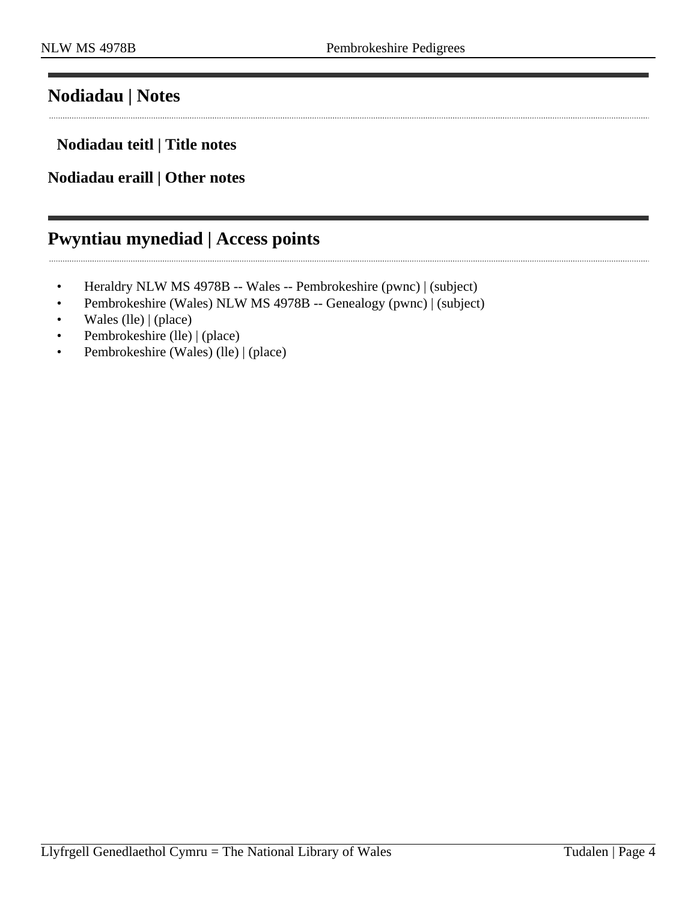## Nodiadau | Notes

### Nodiadau teitl | Title notes

### Nodiadau eraill | Other notes

## Pwyntiau mynediad | Access points

- Heraldry NLW MS 4978B -- Wales -- Pembrokeshire (pwnc) | (subject)
- Pembrokeshire (Wales) NLW MS 4978B -- Genealogy (pwnc) | (subject)
- Wales (lle) | (place)
- Pembrokeshire (lle) | (place)
- Pembrokeshire (Wales) (lle) | (place)